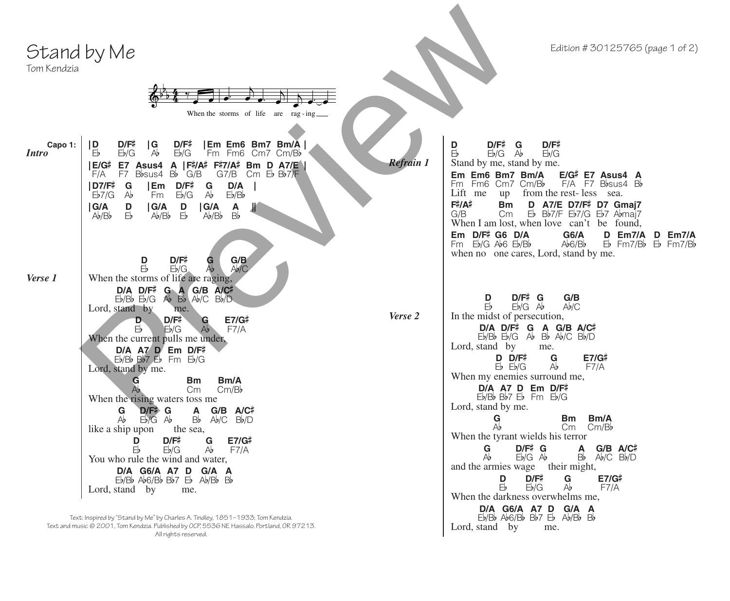# Stand by Me

Tom Kendzia

Edition # 30125765

When the storms of life are rag - ing

**Capo 1:**

*Intro*

```
|D      D/F♯    |G      D/F♯    |Em  Em6  Bm7  Bm/A |
 E♭     E♭/G     A♭     E♭/G     Fm  Fm6  Cm7  Cm/B♭
|E/G♯   E7   Asus4   A  |F♯/A♯  F♯7/A♯  Bm  D   A7/E |
 F/A    F7   B♭sus4  B♭  G/B    G7/B    Cm  E♭  B♭7/F
|D7/F♯   G     |Em   D/F♯   G    D/A   |
 E♭7/G   A♭     Fm   E♭/G   A♭   E♭/B♭
|G/A    D     |G/A    D     |G/A    A    ||
 A♭/B♭  E♭     A♭/B♭  E♭     A♭/B♭  B♭
```

*Verse 1*

```
              D      D/F♯      G      G/B
              E♭     E♭/G      A♭     A♭/C
When the storms of life are raging,
       D/A   D/F♯  G   A   G/B   A/C♯
       E♭/B♭ E♭/G  A♭  B♭  A♭/C  B♭/D
Lord, stand   by          me.
              D       D/F♯        G        E7/G♯
              E♭      E♭/G        A♭       F7/A
When the current pulls me under,
        D/A   A7   D   Em  D/F♯
        E♭/B♭ B♭7  E♭  Fm  E♭/G
Lord, stand by me.
              G                 Bm      Bm/A
              A♭                Cm      Cm/B♭
When the rising waters toss me
        G     D/F♯  G         A     G/B   A/C♯
        A♭    E♭/G  A♭        B♭    A♭/C  B♭/D
like a ship upon         the sea,
              D        D/F♯        G       E7/G♯
              E♭       E♭/G        A♭      F7/A
You who rule the wind and water,
        D/A   G6/A    A7   D   G/A    A
        E♭/B♭ A♭6/B♭  B♭7  E♭  A♭/B♭  B♭
Lord, stand    by          me.
```

*Refrain 1*

```
D         D/F♯    G        D/F♯
E♭        E♭/G    A♭       E♭/G
Stand by me, stand by me.
Em   Em6   Bm7   Bm/A      E/G♯   E7   Asus4   A
Fm   Fm6   Cm7   Cm/B♭     F/A    F7   B♭sus4  B♭
Lift  me    up     from the rest- less    sea.
F♯/A♯           Bm      D    A7/E   D7/F♯   D7    Gmaj7
G/B             Cm      E♭   B♭7/F  E♭7/G   E♭7   A♭maj7
When I am lost, when love   can't   be   found,
Em   D/F♯   G6    D/A            G6/A       D    Em7/A    D    Em7/A
Fm   E♭/G   A♭6   E♭/B♭          A♭6/B♭     E♭   Fm7/B♭   E♭   Fm7/B♭
when no   one cares, Lord, stand by me.
```

*Verse 2*

```
         D         D/F♯   G        G/B
         E♭        E♭/G   A♭       A♭/C
In the midst of persecution,
       D/A   D/F♯  G   A   G/B   A/C♯
       E♭/B♭ E♭/G  A♭  B♭  A♭/C  B♭/D
Lord, stand   by          me.
             D   D/F♯         G          E7/G♯
             E♭  E♭/G         A♭         F7/A
When my enemies surround me,
       D/A   A7   D   Em  D/F♯
       E♭/B♭ B♭7  E♭  Fm  E♭/G
Lord, stand by me.
            G                     Bm     Bm/A
            A♭                    Cm     Cm/B♭
When the tyrant wields his terror
        G         D/F♯  G          A     G/B   A/C♯
        A♭        E♭/G  A♭         B♭    A♭/C  B♭/D
and the armies wage      their might,
              D        D/F♯        G          E7/G♯
              E♭       E♭/G        A♭         F7/A
When the darkness overwhelms me,
        D/A   G6/A    A7   D   G/A    A
        E♭/B♭ A♭6/B♭  B♭7  E♭  A♭/B♭  B♭
Lord, stand    by          me.
```

Text: Inspired by "Stand by Me" by Charles A. Tindley, 1851–1933; Tom Kendzia.
Text and music © 2001, Tom Kendzia. Published by OCP, 5536 NE Hassalo, Portland, OR 97213.
All rights reserved.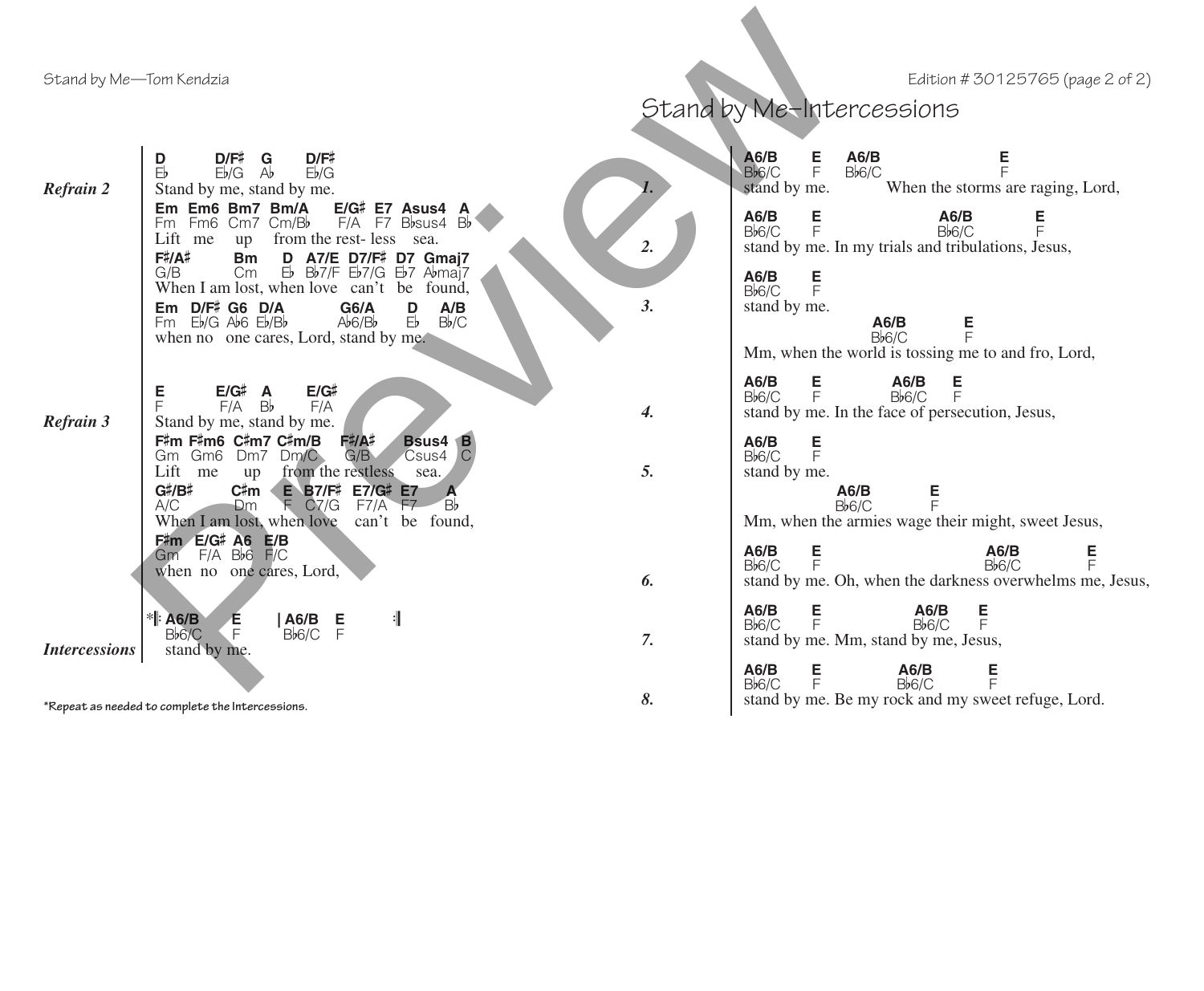## Refrain 2

D D/F♯ G D/F♯
E♭ E♭/G A♭ E♭/G
Stand by me, stand by me.

Em Em6 Bm7 Bm/A E/G♯ E7 Asus4 A
Fm Fm6 Cm7 Cm/B♭ F/A F7 B♭sus4 B♭
Lift me up from the rest- less sea.

F♯/A♯ Bm D A7/E D7/F♯ D7 Gmaj7
G/B Cm E♭ B♭7/F E♭7/G E♭7 A♭maj7
When I am lost, when love can't be found,

Em D/F♯ G6 D/A G6/A D A/B
Fm E♭/G A♭6 E♭/B♭ A♭6/B♭ E♭ B♭/C
when no one cares, Lord, stand by me.

## Refrain 3

E E/G♯ A E/G♯
F F/A B♭ F/A
Stand by me, stand by me.

F♯m F♯m6 C♯m7 C♯m/B F♯/A♯ Bsus4 B
Gm Gm6 Dm7 Dm/C G/B Csus4 C
Lift me up from the restless sea.

G♯/B♯ C♯m E B7/F♯ E7/G♯ E7 A
A/C Dm F C7/G F7/A F7 B♭
When I am lost, when love can't be found,

F♯m E/G♯ A6 E/B
Gm F/A B♭6 F/C
when no one cares, Lord,

## Intercessions

*‖: A6/B E | A6/B E :‖
B♭6/C F B♭6/C F
stand by me.

*Repeat as needed to complete the Intercessions.

# Stand by Me–Intercessions

*1.*
A6/B E A6/B E
B♭6/C F B♭6/C F
stand by me. When the storms are raging, Lord,

*2.*
A6/B E A6/B E
B♭6/C F B♭6/C F
stand by me. In my trials and tribulations, Jesus,

*3.*
A6/B E
B♭6/C F
stand by me.

A6/B E
B♭6/C F
Mm, when the world is tossing me to and fro, Lord,

*4.*
A6/B E A6/B E
B♭6/C F B♭6/C F
stand by me. In the face of persecution, Jesus,

*5.*
A6/B E
B♭6/C F
stand by me.

A6/B E
B♭6/C F
Mm, when the armies wage their might, sweet Jesus,

*6.*
A6/B E A6/B E
B♭6/C F B♭6/C F
stand by me. Oh, when the darkness overwhelms me, Jesus,

*7.*
A6/B E A6/B E
B♭6/C F B♭6/C F
stand by me. Mm, stand by me, Jesus,

*8.*
A6/B E A6/B E
B♭6/C F B♭6/C F
stand by me. Be my rock and my sweet refuge, Lord.